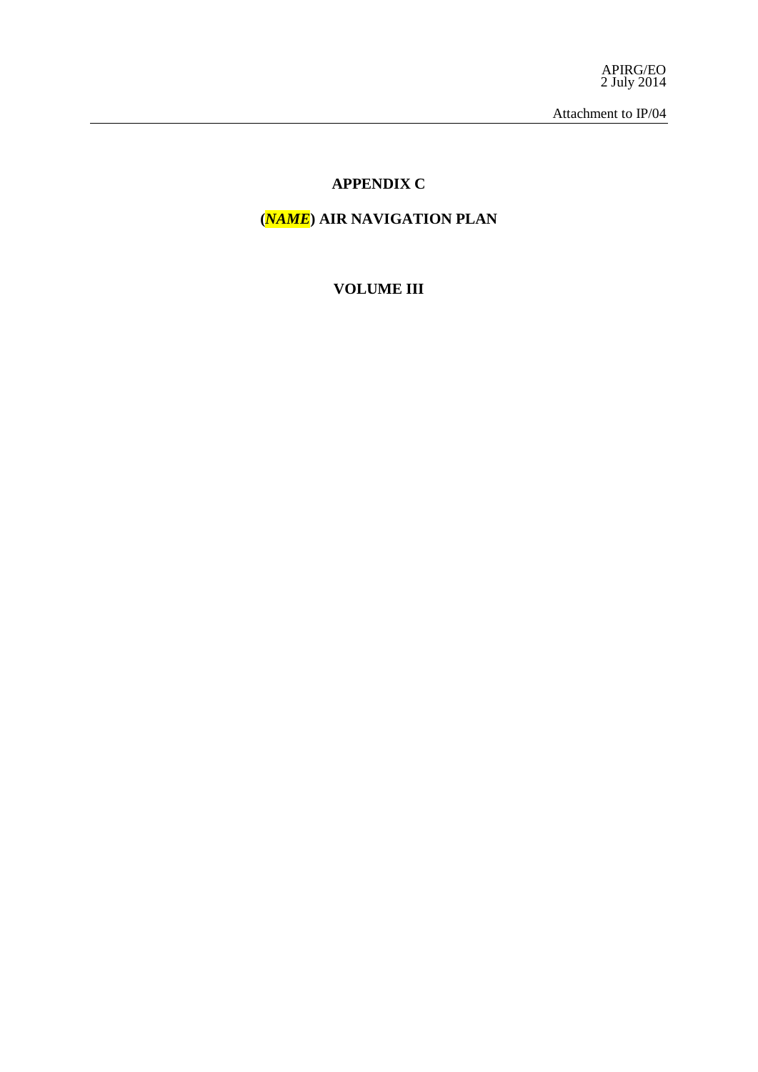APIRG/EO
2 July 2014

Attachment to IP/04

# APPENDIX C

# (*NAME*) AIR NAVIGATION PLAN

# VOLUME III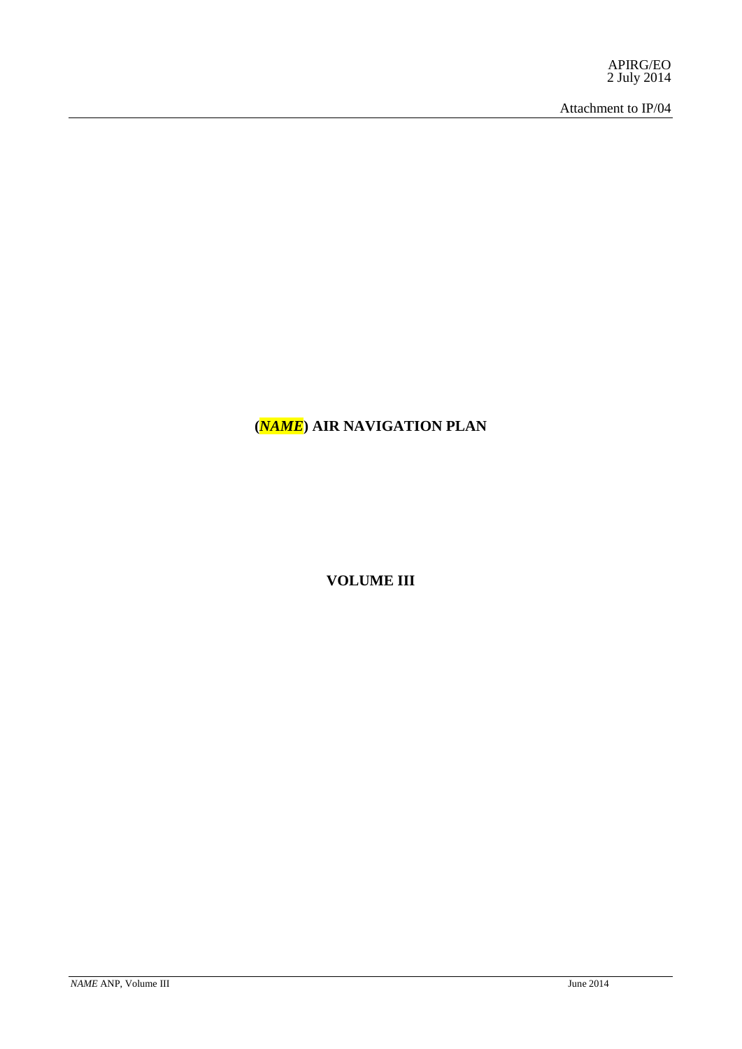APIRG/EO
2 July 2014

Attachment to IP/04

# (*NAME*) AIR NAVIGATION PLAN

## VOLUME III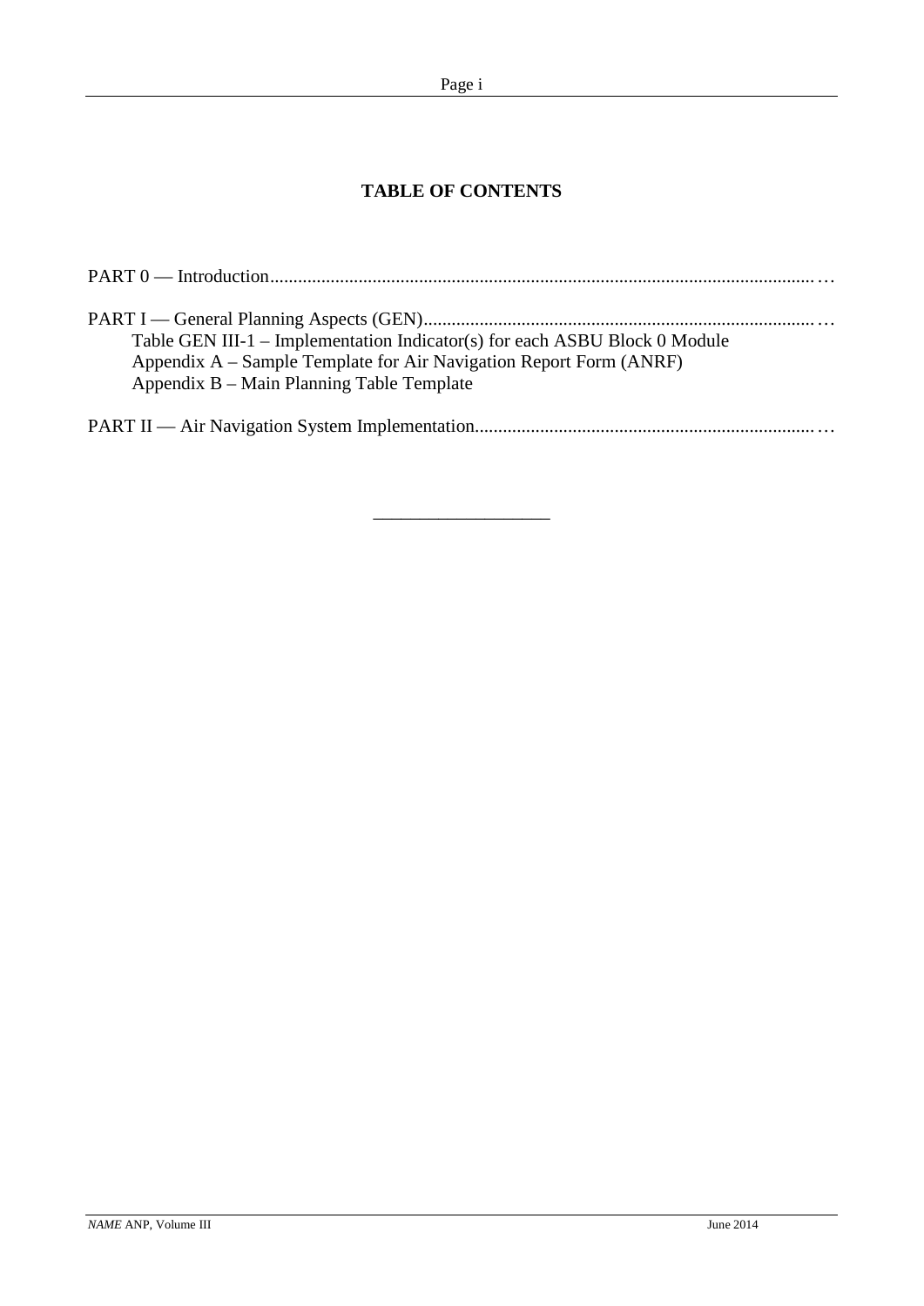## TABLE OF CONTENTS

PART 0 — Introduction.....................................................................................................................…

PART I — General Planning Aspects (GEN)...................................................................................…

- Table GEN III-1 – Implementation Indicator(s) for each ASBU Block 0 Module
- Appendix A – Sample Template for Air Navigation Report Form (ANRF)
- Appendix B – Main Planning Table Template

PART II — Air Navigation System Implementation........................................................................…

---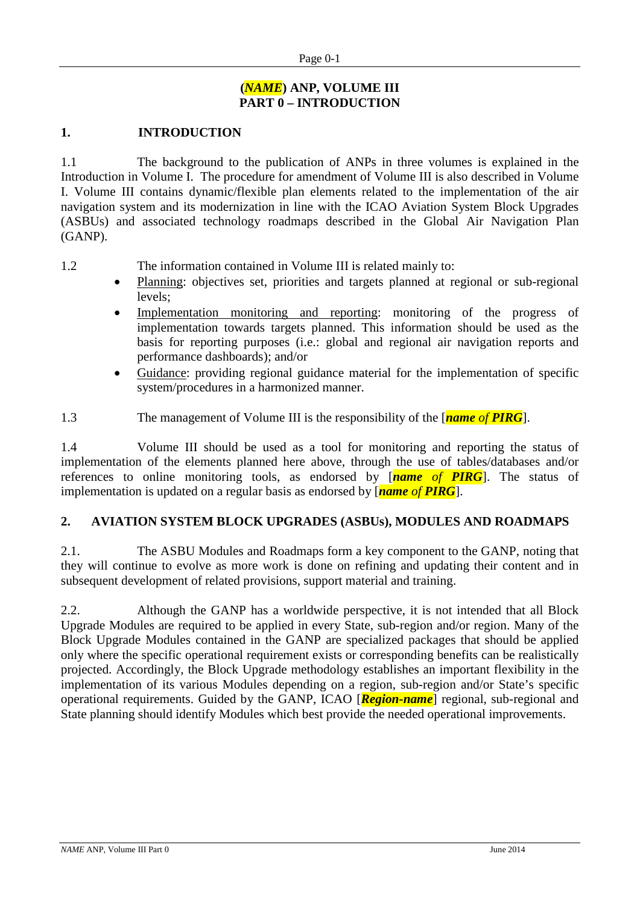# (*NAME*) ANP, VOLUME III
# PART 0 – INTRODUCTION

## 1. INTRODUCTION

1.1 The background to the publication of ANPs in three volumes is explained in the Introduction in Volume I. The procedure for amendment of Volume III is also described in Volume I. Volume III contains dynamic/flexible plan elements related to the implementation of the air navigation system and its modernization in line with the ICAO Aviation System Block Upgrades (ASBUs) and associated technology roadmaps described in the Global Air Navigation Plan (GANP).

1.2 The information contained in Volume III is related mainly to:

- Planning: objectives set, priorities and targets planned at regional or sub-regional levels;
- Implementation monitoring and reporting: monitoring of the progress of implementation towards targets planned. This information should be used as the basis for reporting purposes (i.e.: global and regional air navigation reports and performance dashboards); and/or
- Guidance: providing regional guidance material for the implementation of specific system/procedures in a harmonized manner.

1.3 The management of Volume III is the responsibility of the [***name of PIRG***].

1.4 Volume III should be used as a tool for monitoring and reporting the status of implementation of the elements planned here above, through the use of tables/databases and/or references to online monitoring tools, as endorsed by [***name of PIRG***]. The status of implementation is updated on a regular basis as endorsed by [***name of PIRG***].

## 2. AVIATION SYSTEM BLOCK UPGRADES (ASBUs), MODULES AND ROADMAPS

2.1. The ASBU Modules and Roadmaps form a key component to the GANP, noting that they will continue to evolve as more work is done on refining and updating their content and in subsequent development of related provisions, support material and training.

2.2. Although the GANP has a worldwide perspective, it is not intended that all Block Upgrade Modules are required to be applied in every State, sub-region and/or region. Many of the Block Upgrade Modules contained in the GANP are specialized packages that should be applied only where the specific operational requirement exists or corresponding benefits can be realistically projected. Accordingly, the Block Upgrade methodology establishes an important flexibility in the implementation of its various Modules depending on a region, sub-region and/or State's specific operational requirements. Guided by the GANP, ICAO [***Region-name***] regional, sub-regional and State planning should identify Modules which best provide the needed operational improvements.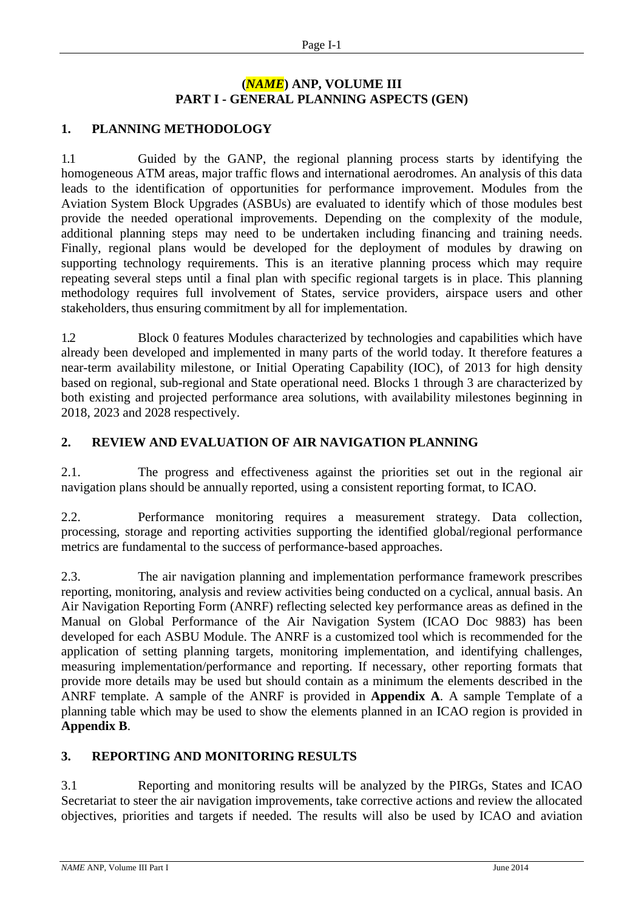# (*NAME*) ANP, VOLUME III
# PART I - GENERAL PLANNING ASPECTS (GEN)

## 1. PLANNING METHODOLOGY

1.1 Guided by the GANP, the regional planning process starts by identifying the homogeneous ATM areas, major traffic flows and international aerodromes. An analysis of this data leads to the identification of opportunities for performance improvement. Modules from the Aviation System Block Upgrades (ASBUs) are evaluated to identify which of those modules best provide the needed operational improvements. Depending on the complexity of the module, additional planning steps may need to be undertaken including financing and training needs. Finally, regional plans would be developed for the deployment of modules by drawing on supporting technology requirements. This is an iterative planning process which may require repeating several steps until a final plan with specific regional targets is in place. This planning methodology requires full involvement of States, service providers, airspace users and other stakeholders, thus ensuring commitment by all for implementation.

1.2 Block 0 features Modules characterized by technologies and capabilities which have already been developed and implemented in many parts of the world today. It therefore features a near-term availability milestone, or Initial Operating Capability (IOC), of 2013 for high density based on regional, sub-regional and State operational need. Blocks 1 through 3 are characterized by both existing and projected performance area solutions, with availability milestones beginning in 2018, 2023 and 2028 respectively.

## 2. REVIEW AND EVALUATION OF AIR NAVIGATION PLANNING

2.1. The progress and effectiveness against the priorities set out in the regional air navigation plans should be annually reported, using a consistent reporting format, to ICAO.

2.2. Performance monitoring requires a measurement strategy. Data collection, processing, storage and reporting activities supporting the identified global/regional performance metrics are fundamental to the success of performance-based approaches.

2.3. The air navigation planning and implementation performance framework prescribes reporting, monitoring, analysis and review activities being conducted on a cyclical, annual basis. An Air Navigation Reporting Form (ANRF) reflecting selected key performance areas as defined in the Manual on Global Performance of the Air Navigation System (ICAO Doc 9883) has been developed for each ASBU Module. The ANRF is a customized tool which is recommended for the application of setting planning targets, monitoring implementation, and identifying challenges, measuring implementation/performance and reporting. If necessary, other reporting formats that provide more details may be used but should contain as a minimum the elements described in the ANRF template. A sample of the ANRF is provided in **Appendix A**. A sample Template of a planning table which may be used to show the elements planned in an ICAO region is provided in **Appendix B**.

## 3. REPORTING AND MONITORING RESULTS

3.1 Reporting and monitoring results will be analyzed by the PIRGs, States and ICAO Secretariat to steer the air navigation improvements, take corrective actions and review the allocated objectives, priorities and targets if needed. The results will also be used by ICAO and aviation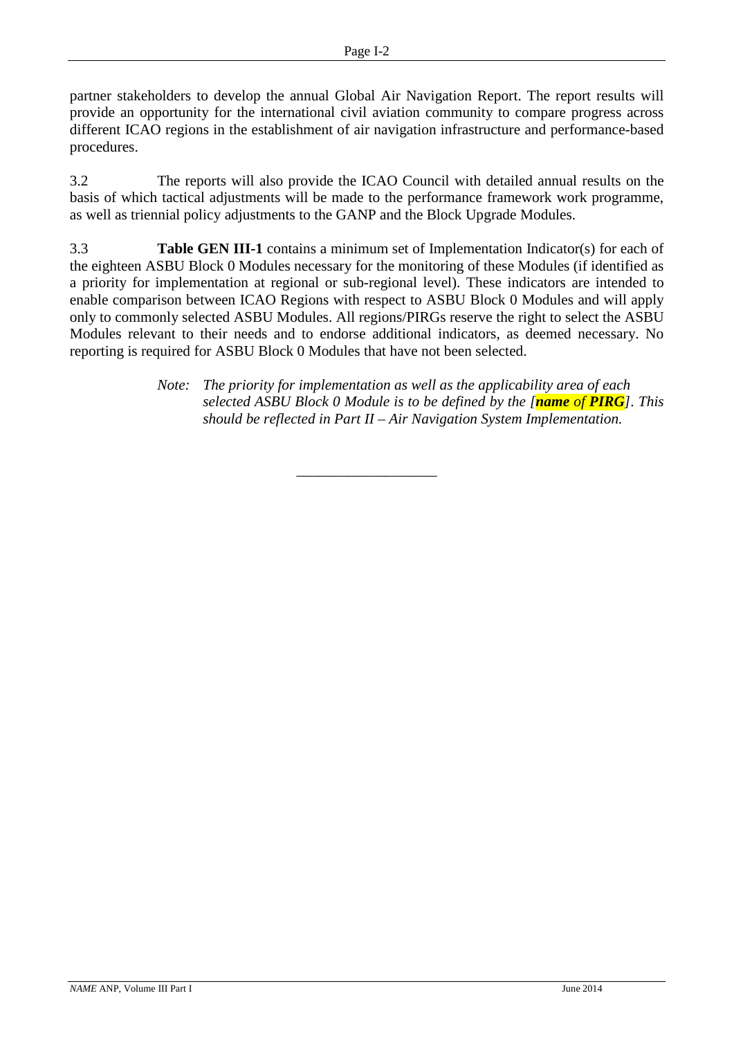partner stakeholders to develop the annual Global Air Navigation Report. The report results will provide an opportunity for the international civil aviation community to compare progress across different ICAO regions in the establishment of air navigation infrastructure and performance-based procedures.

3.2 The reports will also provide the ICAO Council with detailed annual results on the basis of which tactical adjustments will be made to the performance framework work programme, as well as triennial policy adjustments to the GANP and the Block Upgrade Modules.

3.3 **Table GEN III-1** contains a minimum set of Implementation Indicator(s) for each of the eighteen ASBU Block 0 Modules necessary for the monitoring of these Modules (if identified as a priority for implementation at regional or sub-regional level). These indicators are intended to enable comparison between ICAO Regions with respect to ASBU Block 0 Modules and will apply only to commonly selected ASBU Modules. All regions/PIRGs reserve the right to select the ASBU Modules relevant to their needs and to endorse additional indicators, as deemed necessary. No reporting is required for ASBU Block 0 Modules that have not been selected.

> *Note: The priority for implementation as well as the applicability area of each selected ASBU Block 0 Module is to be defined by the [**name** of **PIRG**]. This should be reflected in Part II – Air Navigation System Implementation.*

---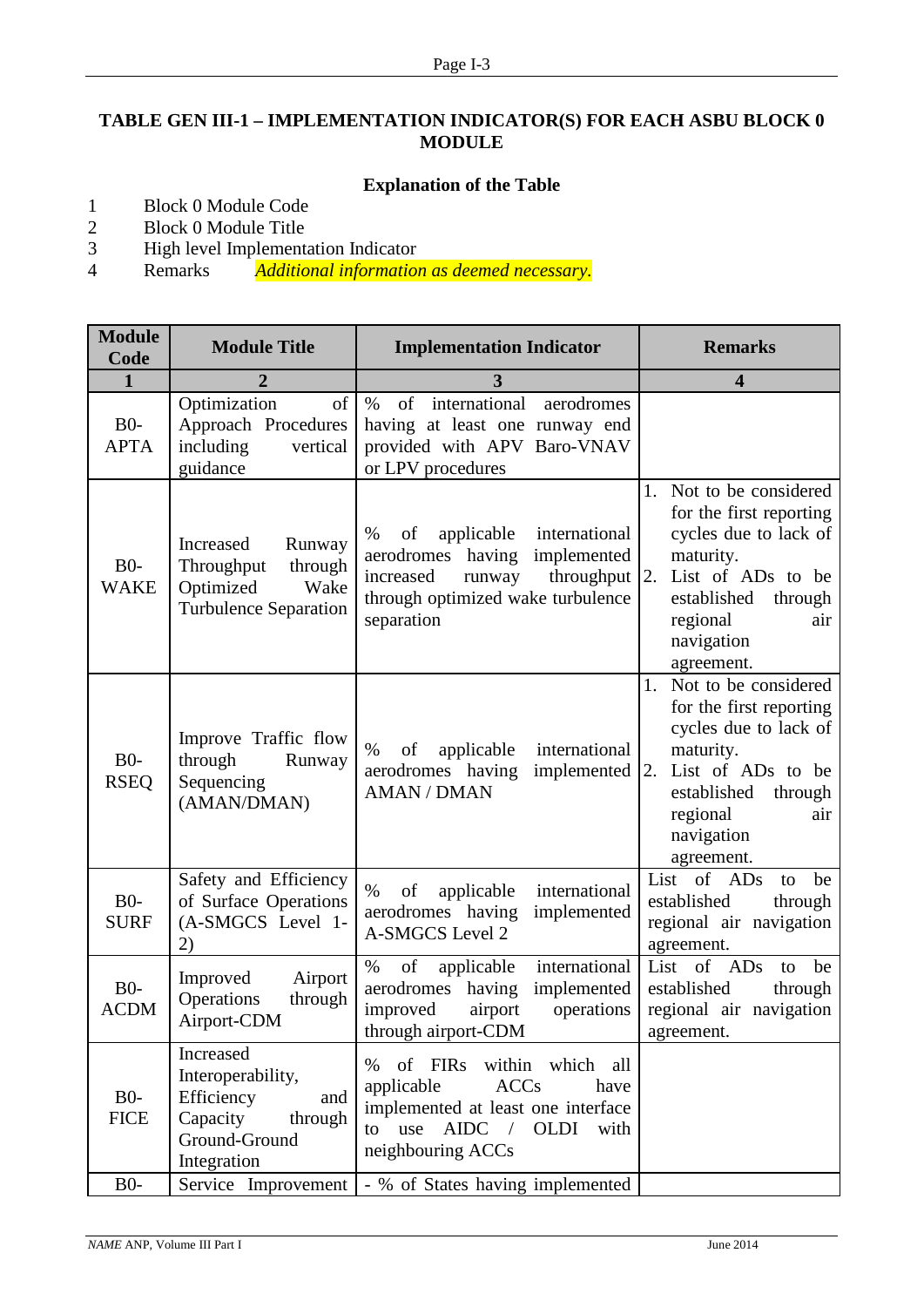## TABLE GEN III-1 – IMPLEMENTATION INDICATOR(S) FOR EACH ASBU BLOCK 0 MODULE

### Explanation of the Table

1. Block 0 Module Code
2. Block 0 Module Title
3. High level Implementation Indicator
4. Remarks *Additional information as deemed necessary.*

| Module Code | Module Title | Implementation Indicator | Remarks |
|---|---|---|---|
| **1** | **2** | **3** | **4** |
| B0-APTA | Optimization of Approach Procedures including vertical guidance | % of international aerodromes having at least one runway end provided with APV Baro-VNAV or LPV procedures | |
| B0-WAKE | Increased Runway Throughput through Optimized Wake Turbulence Separation | % of applicable international aerodromes having implemented increased runway throughput through optimized wake turbulence separation | 1. Not to be considered for the first reporting cycles due to lack of maturity. 2. List of ADs to be established through regional air navigation agreement. |
| B0-RSEQ | Improve Traffic flow through Runway Sequencing (AMAN/DMAN) | % of applicable international aerodromes having implemented AMAN / DMAN | 1. Not to be considered for the first reporting cycles due to lack of maturity. 2. List of ADs to be established through regional air navigation agreement. |
| B0-SURF | Safety and Efficiency of Surface Operations (A-SMGCS Level 1-2) | % of applicable international aerodromes having implemented A-SMGCS Level 2 | List of ADs to be established through regional air navigation agreement. |
| B0-ACDM | Improved Airport Operations through Airport-CDM | % of applicable international aerodromes having implemented improved airport operations through airport-CDM | List of ADs to be established through regional air navigation agreement. |
| B0-FICE | Increased Interoperability, Efficiency and Capacity through Ground-Ground Integration | % of FIRs within which all applicable ACCs have implemented at least one interface to use AIDC / OLDI with neighbouring ACCs | |
| B0- | Service Improvement | - % of States having implemented | |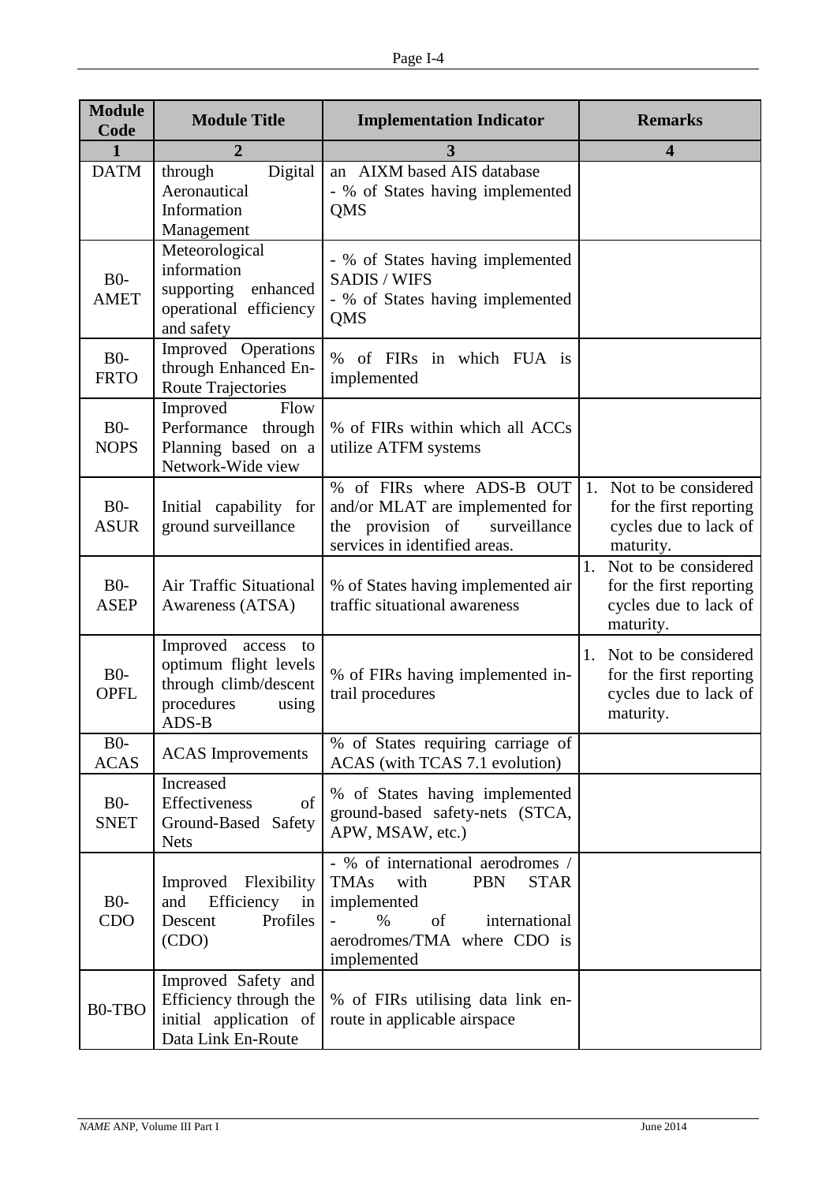| Module Code | Module Title | Implementation Indicator | Remarks |
|---|---|---|---|
| 1 | 2 | 3 | 4 |
| DATM | through Digital Aeronautical Information Management | an AIXM based AIS database<br>- % of States having implemented QMS | |
| B0-AMET | Meteorological information supporting enhanced operational efficiency and safety | - % of States having implemented SADIS / WIFS<br>- % of States having implemented QMS | |
| B0-FRTO | Improved Operations through Enhanced En-Route Trajectories | % of FIRs in which FUA is implemented | |
| B0-NOPS | Improved Flow Performance through Planning based on a Network-Wide view | % of FIRs within which all ACCs utilize ATFM systems | |
| B0-ASUR | Initial capability for ground surveillance | % of FIRs where ADS-B OUT and/or MLAT are implemented for the provision of surveillance services in identified areas. | 1. Not to be considered for the first reporting cycles due to lack of maturity. |
| B0-ASEP | Air Traffic Situational Awareness (ATSA) | % of States having implemented air traffic situational awareness | 1. Not to be considered for the first reporting cycles due to lack of maturity. |
| B0-OPFL | Improved access to optimum flight levels through climb/descent procedures using ADS-B | % of FIRs having implemented in-trail procedures | 1. Not to be considered for the first reporting cycles due to lack of maturity. |
| B0-ACAS | ACAS Improvements | % of States requiring carriage of ACAS (with TCAS 7.1 evolution) | |
| B0-SNET | Increased Effectiveness of Ground-Based Safety Nets | % of States having implemented ground-based safety-nets (STCA, APW, MSAW, etc.) | |
| B0-CDO | Improved Flexibility and Efficiency in Descent Profiles (CDO) | - % of international aerodromes / TMAs with PBN STAR implemented<br>- % of international aerodromes/TMA where CDO is implemented | |
| B0-TBO | Improved Safety and Efficiency through the initial application of Data Link En-Route | % of FIRs utilising data link en-route in applicable airspace | |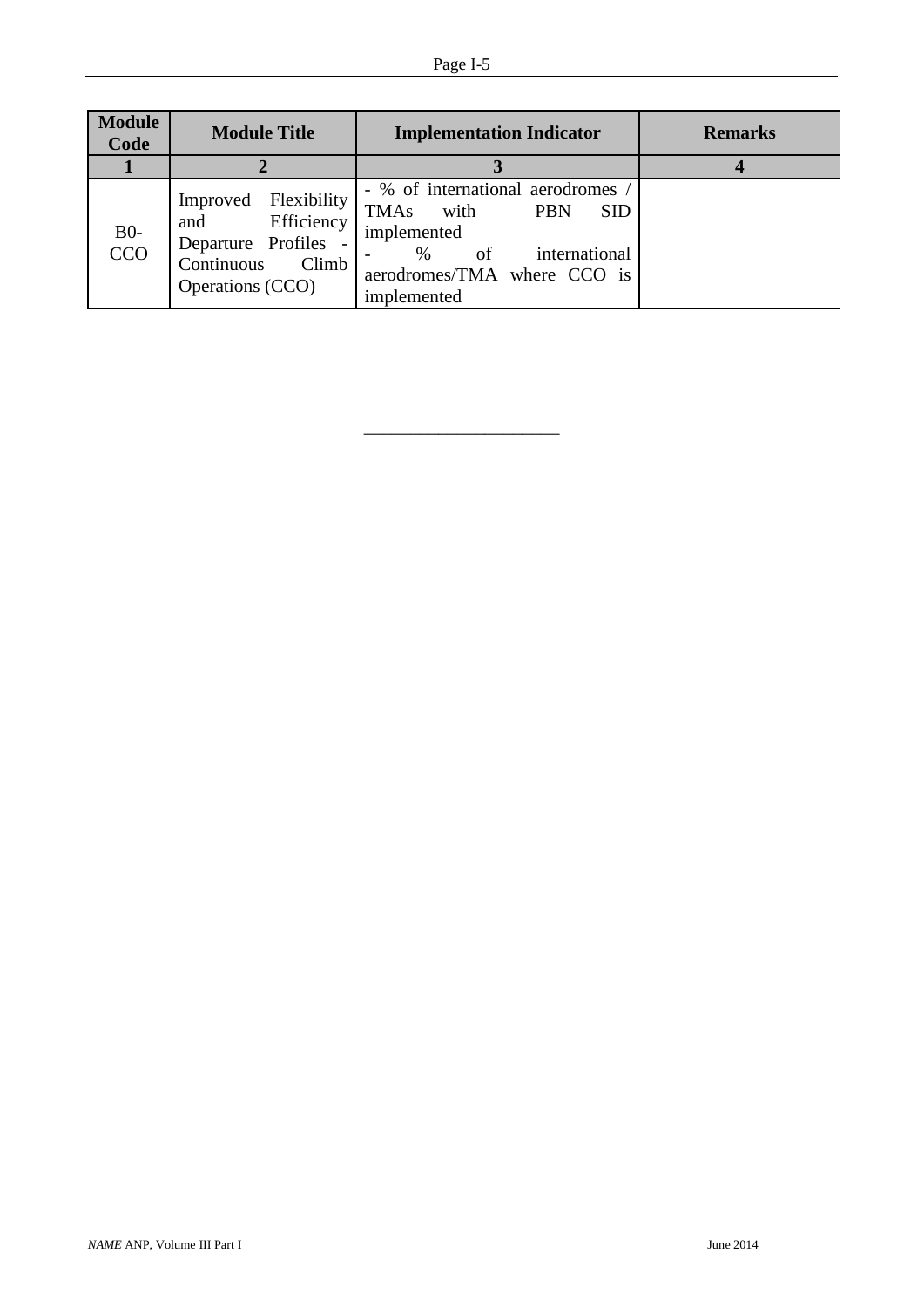| Module Code | Module Title | Implementation Indicator | Remarks |
|---|---|---|---|
| **1** | **2** | **3** | **4** |
| B0-CCO | Improved Flexibility and Efficiency Departure Profiles - Continuous Climb Operations (CCO) | - % of international aerodromes / TMAs with PBN SID implemented<br>- % of international aerodromes/TMA where CCO is implemented | |

______________________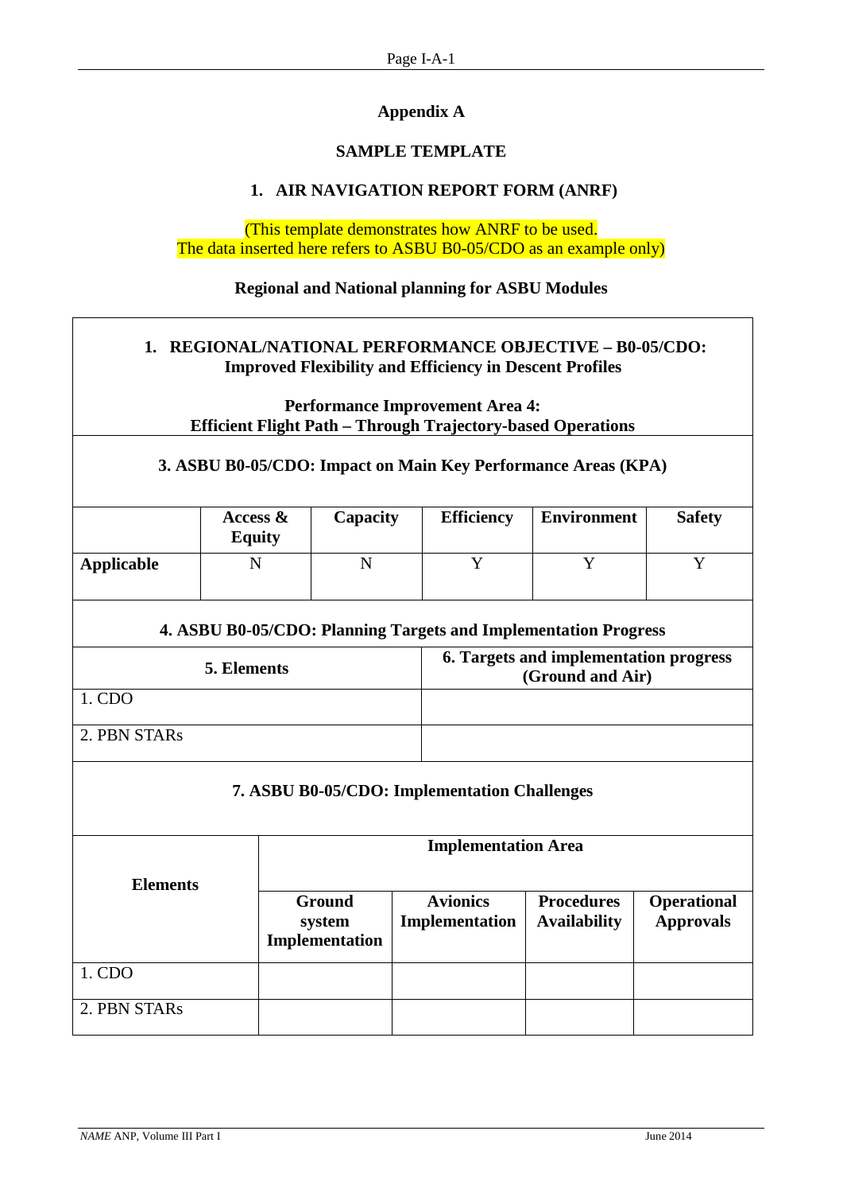## Appendix A

## SAMPLE TEMPLATE

### 1. AIR NAVIGATION REPORT FORM (ANRF)

(This template demonstrates how ANRF to be used.
The data inserted here refers to ASBU B0-05/CDO as an example only)

**Regional and National planning for ASBU Modules**

**1. REGIONAL/NATIONAL PERFORMANCE OBJECTIVE – B0-05/CDO: Improved Flexibility and Efficiency in Descent Profiles**

**Performance Improvement Area 4: Efficient Flight Path – Through Trajectory-based Operations**

**3. ASBU B0-05/CDO: Impact on Main Key Performance Areas (KPA)**

| | Access & Equity | Capacity | Efficiency | Environment | Safety |
|---|---|---|---|---|---|
| **Applicable** | N | N | Y | Y | Y |

**4. ASBU B0-05/CDO: Planning Targets and Implementation Progress**

| 5. Elements | 6. Targets and implementation progress (Ground and Air) |
|---|---|
| 1. CDO | |
| 2. PBN STARs | |

**7. ASBU B0-05/CDO: Implementation Challenges**

| Elements | Implementation Area | | | |
|---|---|---|---|---|
| | Ground system Implementation | Avionics Implementation | Procedures Availability | Operational Approvals |
| 1. CDO | | | | |
| 2. PBN STARs | | | | |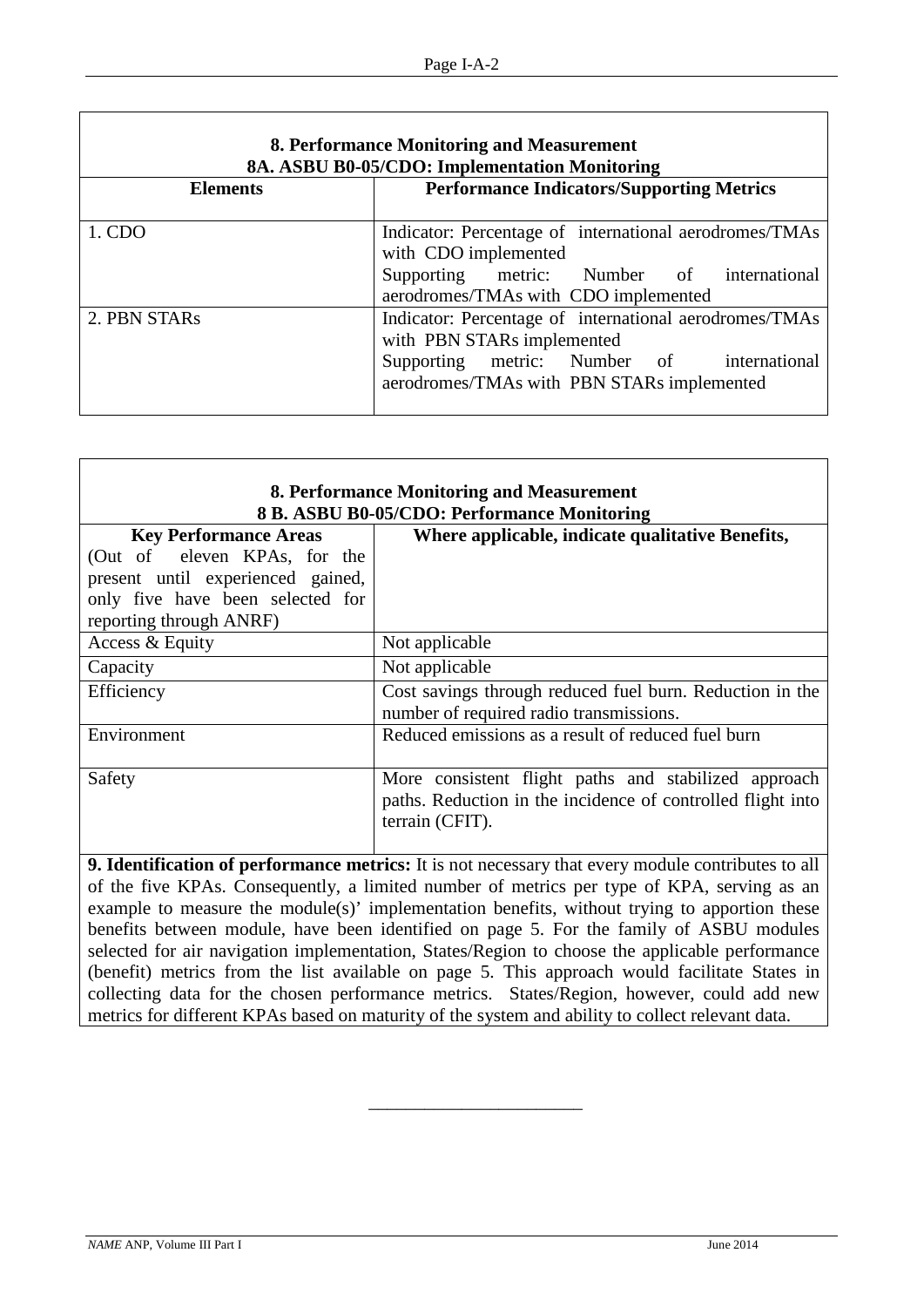| 8. Performance Monitoring and Measurement<br>8A. ASBU B0-05/CDO: Implementation Monitoring | |
|---|---|
| **Elements** | **Performance Indicators/Supporting Metrics** |
| 1. CDO | Indicator: Percentage of international aerodromes/TMAs with CDO implemented<br>Supporting metric: Number of international aerodromes/TMAs with CDO implemented |
| 2. PBN STARs | Indicator: Percentage of international aerodromes/TMAs with PBN STARs implemented<br>Supporting metric: Number of international aerodromes/TMAs with PBN STARs implemented |

| 8. Performance Monitoring and Measurement<br>8 B. ASBU B0-05/CDO: Performance Monitoring | |
|---|---|
| **Key Performance Areas**<br>(Out of eleven KPAs, for the present until experienced gained, only five have been selected for reporting through ANRF) | **Where applicable, indicate qualitative Benefits,** |
| Access & Equity | Not applicable |
| Capacity | Not applicable |
| Efficiency | Cost savings through reduced fuel burn. Reduction in the number of required radio transmissions. |
| Environment | Reduced emissions as a result of reduced fuel burn |
| Safety | More consistent flight paths and stabilized approach paths. Reduction in the incidence of controlled flight into terrain (CFIT). |

**9. Identification of performance metrics:** It is not necessary that every module contributes to all of the five KPAs. Consequently, a limited number of metrics per type of KPA, serving as an example to measure the module(s)' implementation benefits, without trying to apportion these benefits between module, have been identified on page 5. For the family of ASBU modules selected for air navigation implementation, States/Region to choose the applicable performance (benefit) metrics from the list available on page 5. This approach would facilitate States in collecting data for the chosen performance metrics. States/Region, however, could add new metrics for different KPAs based on maturity of the system and ability to collect relevant data.

---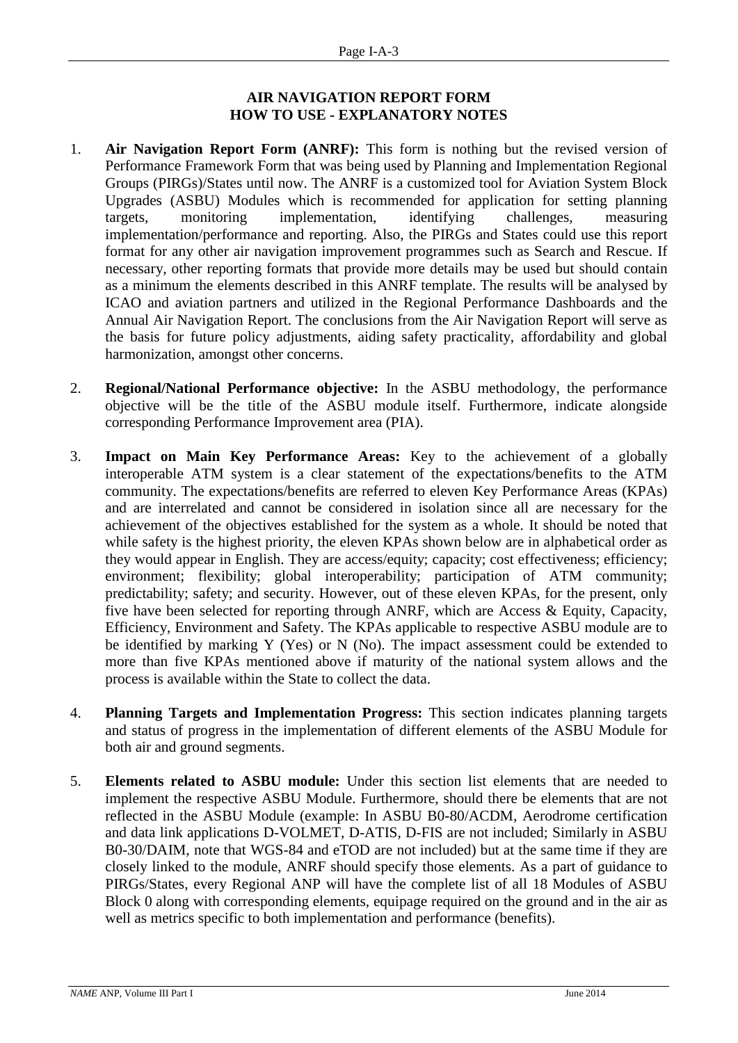# AIR NAVIGATION REPORT FORM
# HOW TO USE - EXPLANATORY NOTES

1. **Air Navigation Report Form (ANRF):** This form is nothing but the revised version of Performance Framework Form that was being used by Planning and Implementation Regional Groups (PIRGs)/States until now. The ANRF is a customized tool for Aviation System Block Upgrades (ASBU) Modules which is recommended for application for setting planning targets, monitoring implementation, identifying challenges, measuring implementation/performance and reporting. Also, the PIRGs and States could use this report format for any other air navigation improvement programmes such as Search and Rescue. If necessary, other reporting formats that provide more details may be used but should contain as a minimum the elements described in this ANRF template. The results will be analysed by ICAO and aviation partners and utilized in the Regional Performance Dashboards and the Annual Air Navigation Report. The conclusions from the Air Navigation Report will serve as the basis for future policy adjustments, aiding safety practicality, affordability and global harmonization, amongst other concerns.

2. **Regional/National Performance objective:** In the ASBU methodology, the performance objective will be the title of the ASBU module itself. Furthermore, indicate alongside corresponding Performance Improvement area (PIA).

3. **Impact on Main Key Performance Areas:** Key to the achievement of a globally interoperable ATM system is a clear statement of the expectations/benefits to the ATM community. The expectations/benefits are referred to eleven Key Performance Areas (KPAs) and are interrelated and cannot be considered in isolation since all are necessary for the achievement of the objectives established for the system as a whole. It should be noted that while safety is the highest priority, the eleven KPAs shown below are in alphabetical order as they would appear in English. They are access/equity; capacity; cost effectiveness; efficiency; environment; flexibility; global interoperability; participation of ATM community; predictability; safety; and security. However, out of these eleven KPAs, for the present, only five have been selected for reporting through ANRF, which are Access & Equity, Capacity, Efficiency, Environment and Safety. The KPAs applicable to respective ASBU module are to be identified by marking Y (Yes) or N (No). The impact assessment could be extended to more than five KPAs mentioned above if maturity of the national system allows and the process is available within the State to collect the data.

4. **Planning Targets and Implementation Progress:** This section indicates planning targets and status of progress in the implementation of different elements of the ASBU Module for both air and ground segments.

5. **Elements related to ASBU module:** Under this section list elements that are needed to implement the respective ASBU Module. Furthermore, should there be elements that are not reflected in the ASBU Module (example: In ASBU B0-80/ACDM, Aerodrome certification and data link applications D-VOLMET, D-ATIS, D-FIS are not included; Similarly in ASBU B0-30/DAIM, note that WGS-84 and eTOD are not included) but at the same time if they are closely linked to the module, ANRF should specify those elements. As a part of guidance to PIRGs/States, every Regional ANP will have the complete list of all 18 Modules of ASBU Block 0 along with corresponding elements, equipage required on the ground and in the air as well as metrics specific to both implementation and performance (benefits).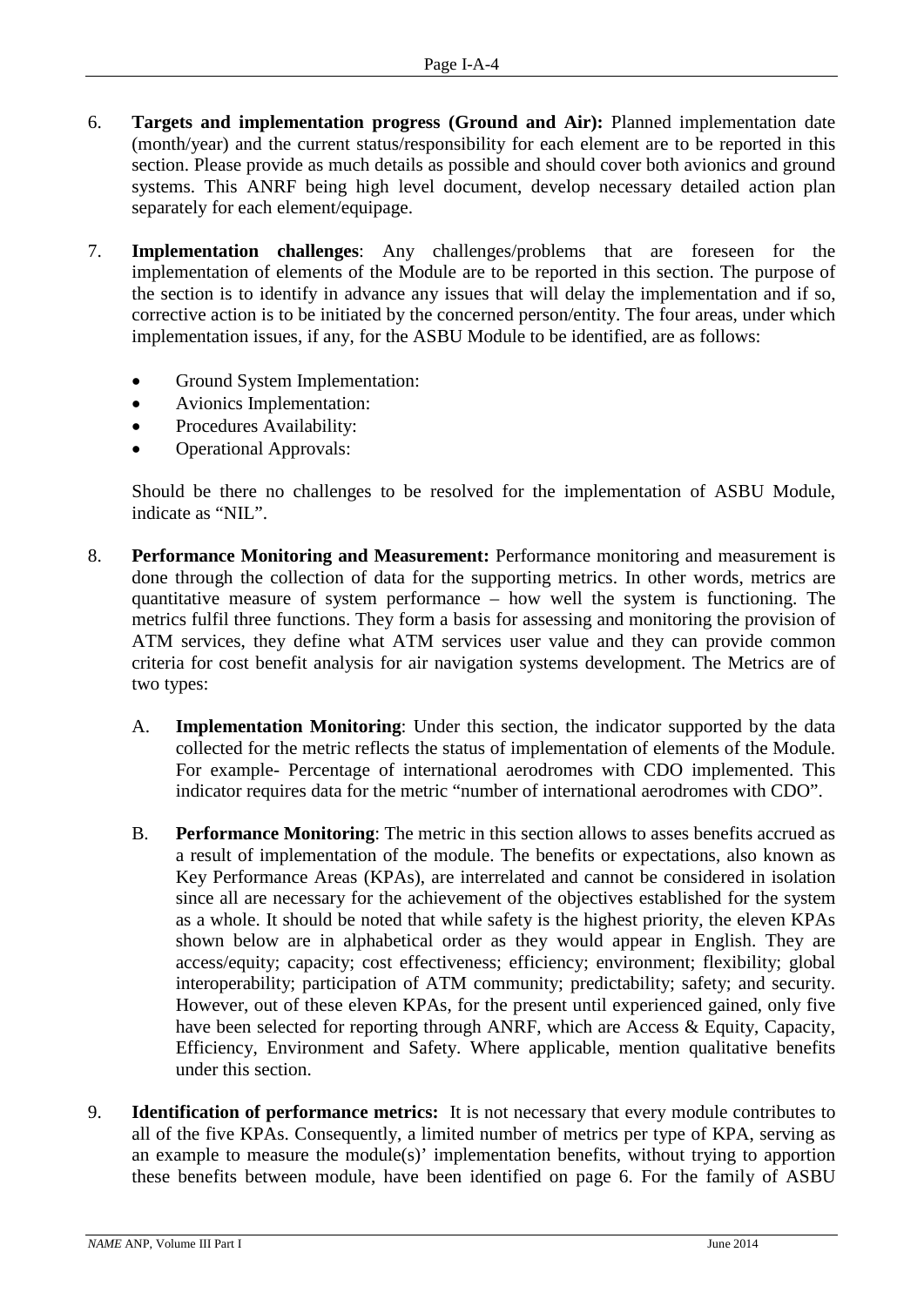6. **Targets and implementation progress (Ground and Air):** Planned implementation date (month/year) and the current status/responsibility for each element are to be reported in this section. Please provide as much details as possible and should cover both avionics and ground systems. This ANRF being high level document, develop necessary detailed action plan separately for each element/equipage.

7. **Implementation challenges**: Any challenges/problems that are foreseen for the implementation of elements of the Module are to be reported in this section. The purpose of the section is to identify in advance any issues that will delay the implementation and if so, corrective action is to be initiated by the concerned person/entity. The four areas, under which implementation issues, if any, for the ASBU Module to be identified, are as follows:

   - Ground System Implementation:
   - Avionics Implementation:
   - Procedures Availability:
   - Operational Approvals:

   Should be there no challenges to be resolved for the implementation of ASBU Module, indicate as "NIL".

8. **Performance Monitoring and Measurement:** Performance monitoring and measurement is done through the collection of data for the supporting metrics. In other words, metrics are quantitative measure of system performance – how well the system is functioning. The metrics fulfil three functions. They form a basis for assessing and monitoring the provision of ATM services, they define what ATM services user value and they can provide common criteria for cost benefit analysis for air navigation systems development. The Metrics are of two types:

   A. **Implementation Monitoring**: Under this section, the indicator supported by the data collected for the metric reflects the status of implementation of elements of the Module. For example- Percentage of international aerodromes with CDO implemented. This indicator requires data for the metric "number of international aerodromes with CDO".

   B. **Performance Monitoring**: The metric in this section allows to asses benefits accrued as a result of implementation of the module. The benefits or expectations, also known as Key Performance Areas (KPAs), are interrelated and cannot be considered in isolation since all are necessary for the achievement of the objectives established for the system as a whole. It should be noted that while safety is the highest priority, the eleven KPAs shown below are in alphabetical order as they would appear in English. They are access/equity; capacity; cost effectiveness; efficiency; environment; flexibility; global interoperability; participation of ATM community; predictability; safety; and security. However, out of these eleven KPAs, for the present until experienced gained, only five have been selected for reporting through ANRF, which are Access & Equity, Capacity, Efficiency, Environment and Safety. Where applicable, mention qualitative benefits under this section.

9. **Identification of performance metrics:** It is not necessary that every module contributes to all of the five KPAs. Consequently, a limited number of metrics per type of KPA, serving as an example to measure the module(s)' implementation benefits, without trying to apportion these benefits between module, have been identified on page 6. For the family of ASBU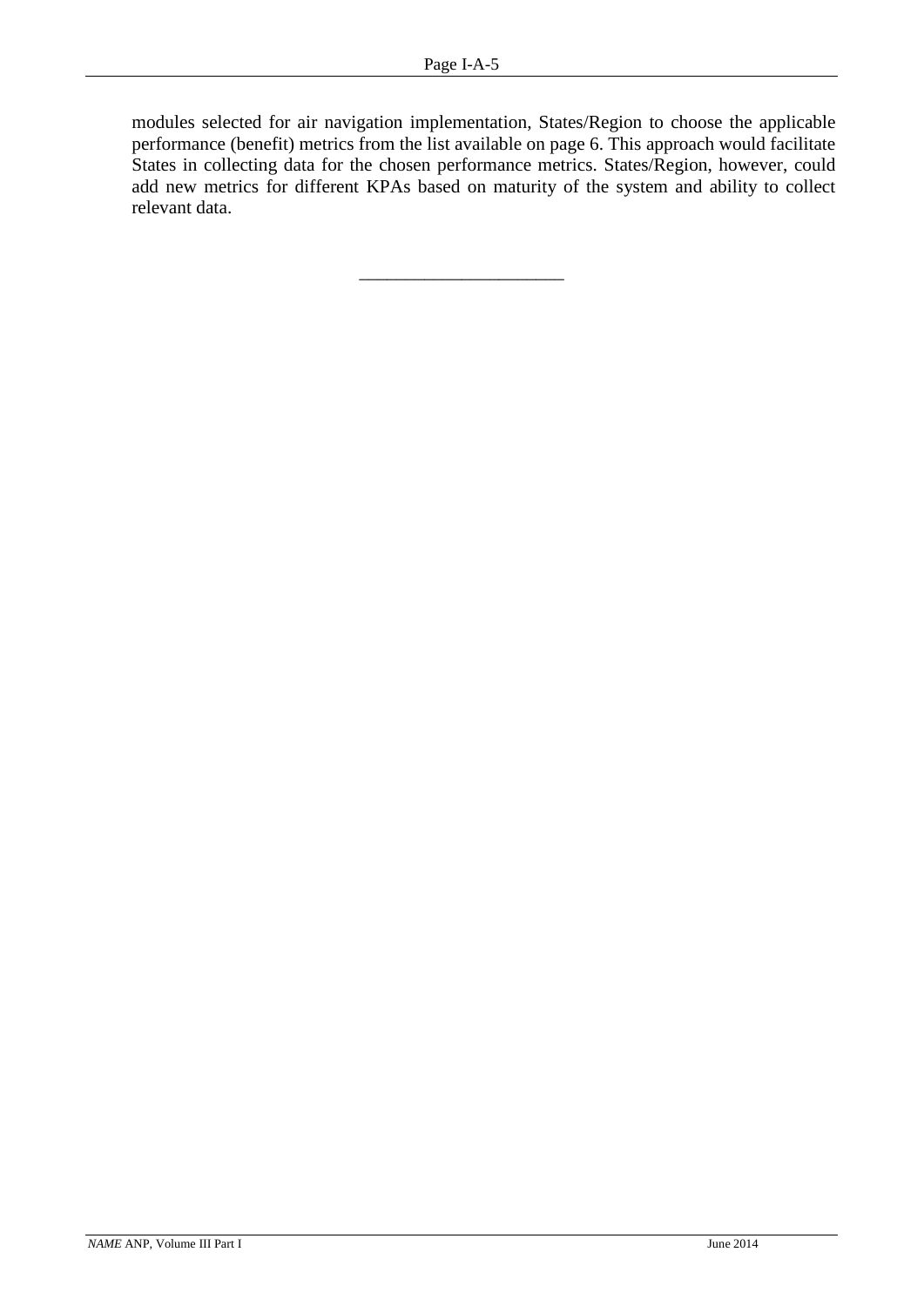modules selected for air navigation implementation, States/Region to choose the applicable performance (benefit) metrics from the list available on page 6. This approach would facilitate States in collecting data for the chosen performance metrics. States/Region, however, could add new metrics for different KPAs based on maturity of the system and ability to collect relevant data.

———————————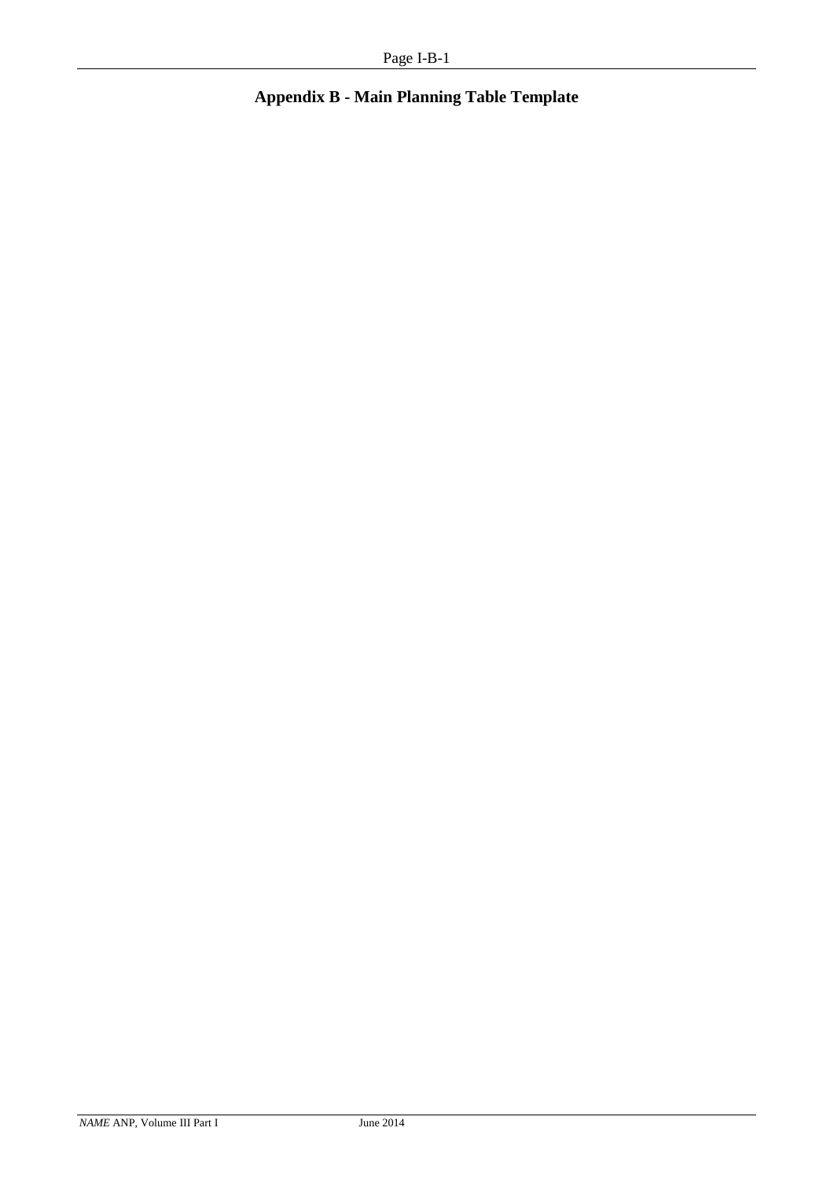# Appendix B - Main Planning Table Template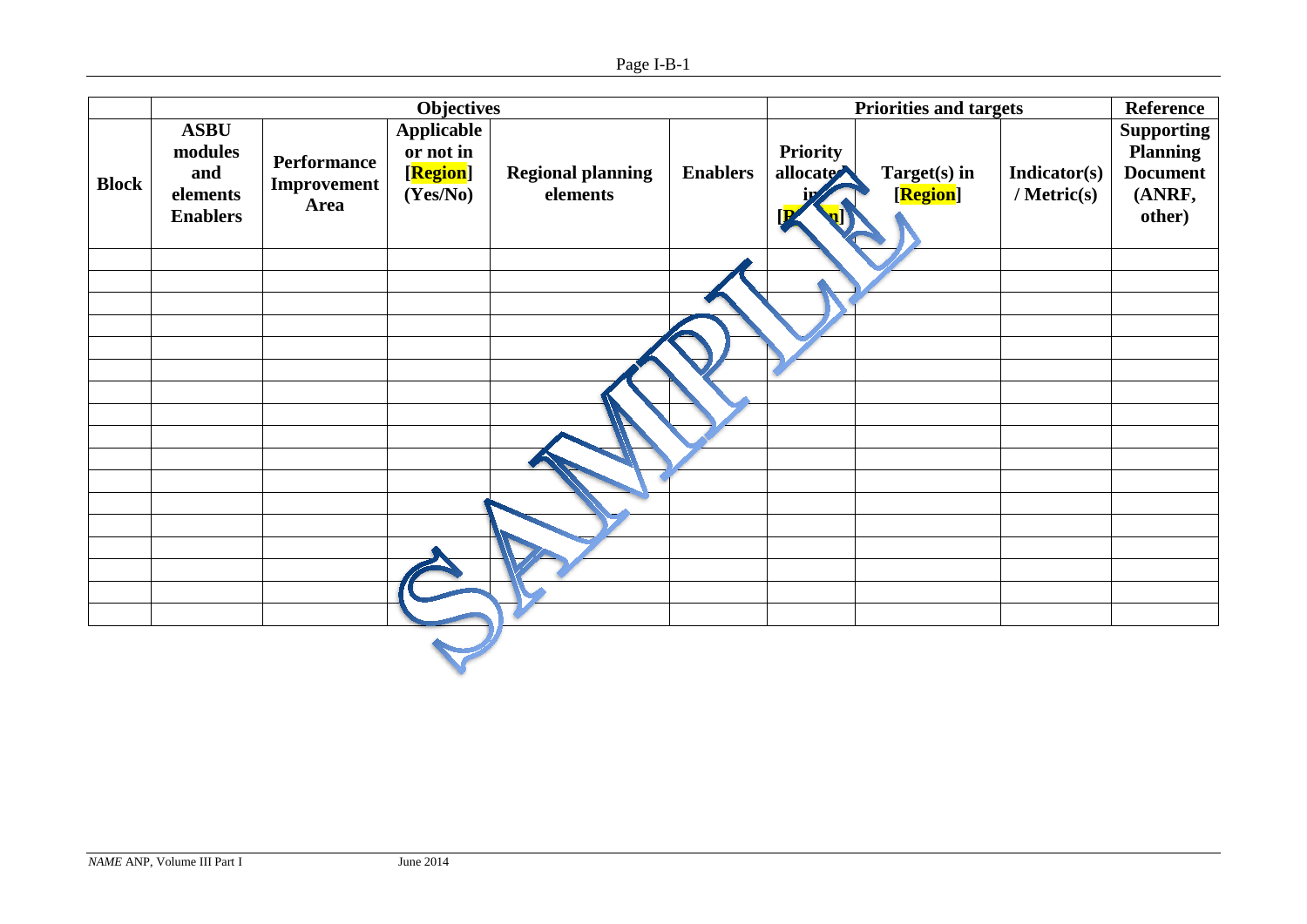| | Objectives | | | | | Priorities and targets | | | Reference |
|---|---|---|---|---|---|---|---|---|---|
| **Block** | **ASBU modules and elements Enablers** | **Performance Improvement Area** | **Applicable or not in [Region] (Yes/No)** | **Regional planning elements** | **Enablers** | **Priority allocated in [Region]** | **Target(s) in [Region]** | **Indicator(s) / Metric(s)** | **Supporting Planning Document (ANRF, other)** |
| | | | | | | | | | |
| | | | | | | | | | |
| | | | | | | | | | |
| | | | | | | | | | |
| | | | | | | | | | |
| | | | | | | | | | |
| | | | | | | | | | |
| | | | | | | | | | |
| | | | | | | | | | |
| | | | | | | | | | |
| | | | | | | | | | |
| | | | | | | | | | |
| | | | | | | | | | |
| | | | | | | | | | |
| | | | | | | | | | |
| | | | | | | | | | |
| | | | | | | | | | |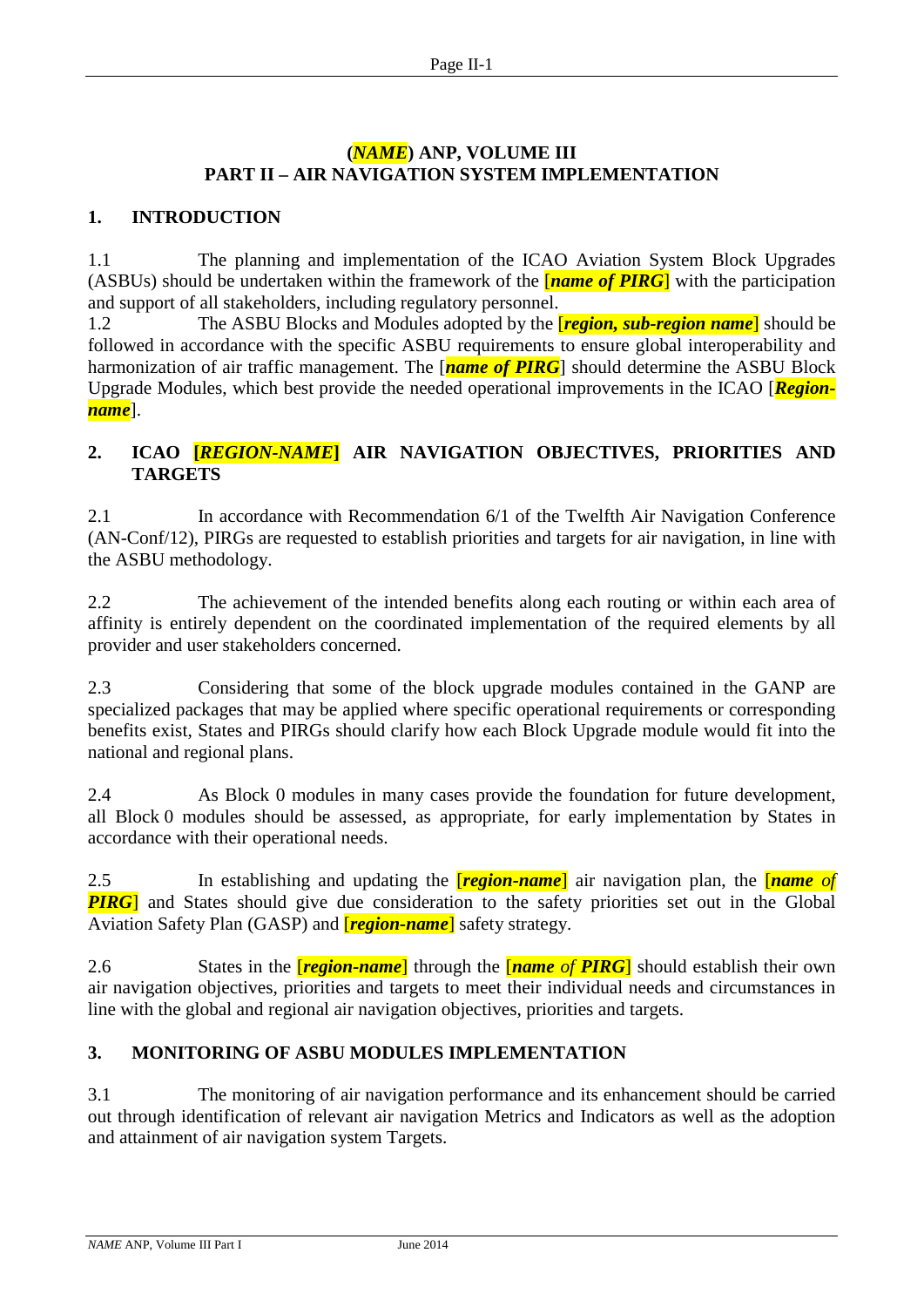# (*NAME*) ANP, VOLUME III
# PART II – AIR NAVIGATION SYSTEM IMPLEMENTATION

## 1. INTRODUCTION

1.1 The planning and implementation of the ICAO Aviation System Block Upgrades (ASBUs) should be undertaken within the framework of the [***name of PIRG***] with the participation and support of all stakeholders, including regulatory personnel.

1.2 The ASBU Blocks and Modules adopted by the [***region, sub-region name***] should be followed in accordance with the specific ASBU requirements to ensure global interoperability and harmonization of air traffic management. The [***name of PIRG***] should determine the ASBU Block Upgrade Modules, which best provide the needed operational improvements in the ICAO [***Region-name***].

## 2. ICAO [*REGION-NAME*] AIR NAVIGATION OBJECTIVES, PRIORITIES AND TARGETS

2.1 In accordance with Recommendation 6/1 of the Twelfth Air Navigation Conference (AN-Conf/12), PIRGs are requested to establish priorities and targets for air navigation, in line with the ASBU methodology.

2.2 The achievement of the intended benefits along each routing or within each area of affinity is entirely dependent on the coordinated implementation of the required elements by all provider and user stakeholders concerned.

2.3 Considering that some of the block upgrade modules contained in the GANP are specialized packages that may be applied where specific operational requirements or corresponding benefits exist, States and PIRGs should clarify how each Block Upgrade module would fit into the national and regional plans.

2.4 As Block 0 modules in many cases provide the foundation for future development, all Block 0 modules should be assessed, as appropriate, for early implementation by States in accordance with their operational needs.

2.5 In establishing and updating the [***region-name***] air navigation plan, the [***name of PIRG***] and States should give due consideration to the safety priorities set out in the Global Aviation Safety Plan (GASP) and [***region-name***] safety strategy.

2.6 States in the [***region-name***] through the [***name of PIRG***] should establish their own air navigation objectives, priorities and targets to meet their individual needs and circumstances in line with the global and regional air navigation objectives, priorities and targets.

## 3. MONITORING OF ASBU MODULES IMPLEMENTATION

3.1 The monitoring of air navigation performance and its enhancement should be carried out through identification of relevant air navigation Metrics and Indicators as well as the adoption and attainment of air navigation system Targets.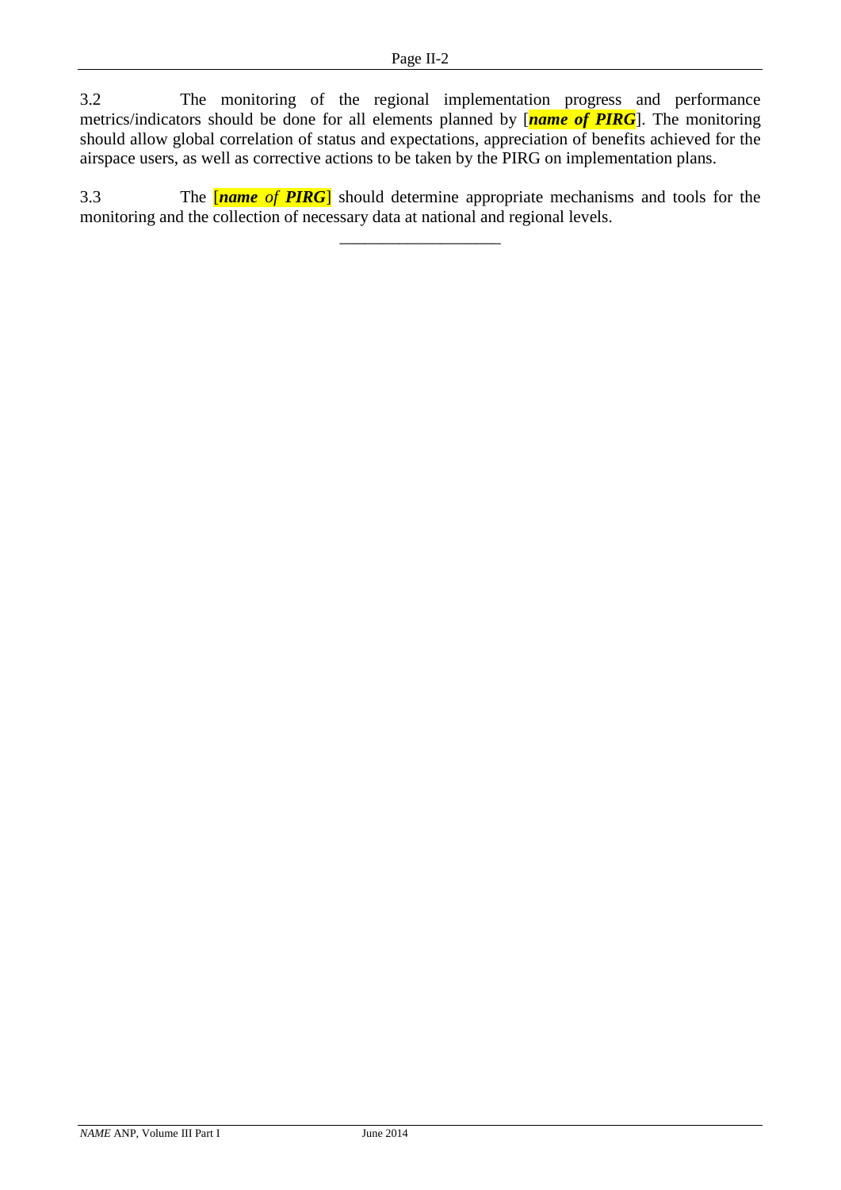3.2 The monitoring of the regional implementation progress and performance metrics/indicators should be done for all elements planned by [***name of PIRG***]. The monitoring should allow global correlation of status and expectations, appreciation of benefits achieved for the airspace users, as well as corrective actions to be taken by the PIRG on implementation plans.

3.3 The [***name of PIRG***] should determine appropriate mechanisms and tools for the monitoring and the collection of necessary data at national and regional levels.

---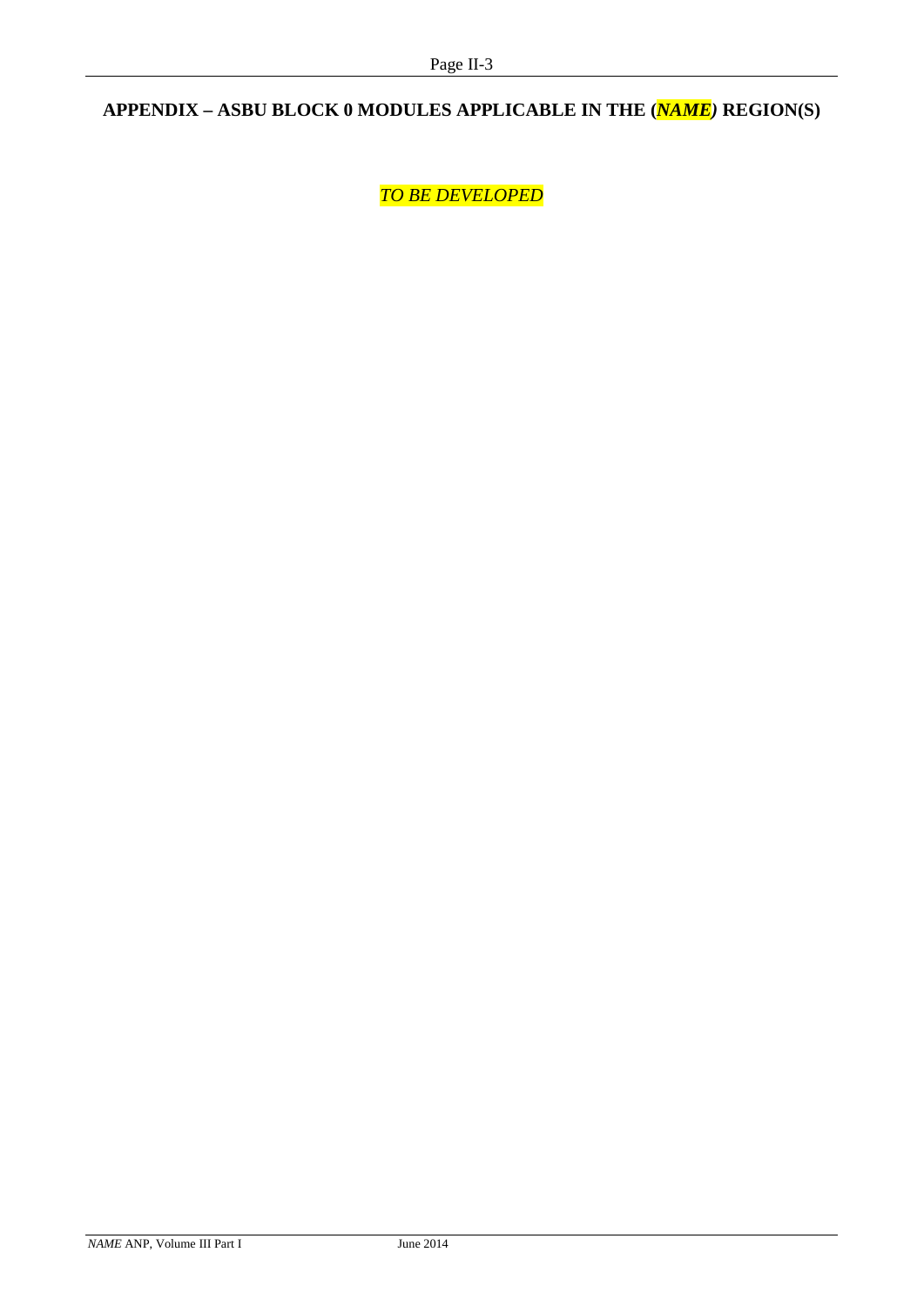## APPENDIX – ASBU BLOCK 0 MODULES APPLICABLE IN THE (*NAME*) REGION(S)

*TO BE DEVELOPED*